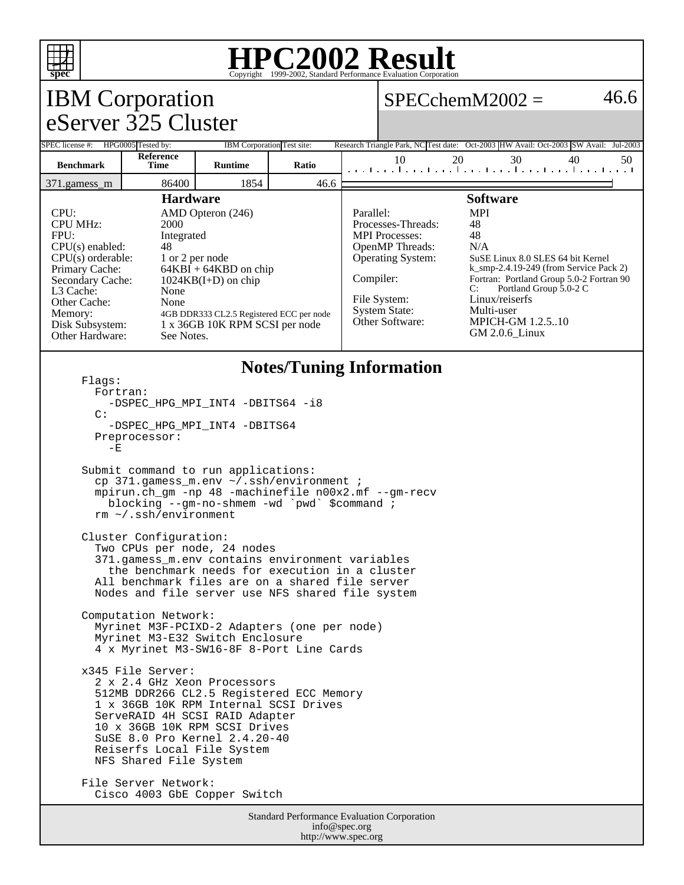# HPC2002 Result

Copyright 1999-2002, Standard Performance Evaluation Corporation

## IBM Corporation
## eServer 325 Cluster

SPECchemM2002 = 46.6

| SPEC license #: | HPG0005 | Tested by: | IBM Corporation | Test site: | Research Triangle Park, NC | Test date: | Oct-2003 | HW Avail: | Oct-2003 | SW Avail: | Jul-2003 |
|---|---|---|---|---|---|---|---|---|---|---|---|

| Benchmark | Reference Time | Runtime | Ratio |
|---|---|---|---|
| 371.gamess_m | 86400 | 1854 | 46.6 |

### Hardware

| | |
|---|---|
| CPU: | AMD Opteron (246) |
| CPU MHz: | 2000 |
| FPU: | Integrated |
| CPU(s) enabled: | 48 |
| CPU(s) orderable: | 1 or 2 per node |
| Primary Cache: | 64KBI + 64KBD on chip |
| Secondary Cache: | 1024KB(I+D) on chip |
| L3 Cache: | None |
| Other Cache: | None |
| Memory: | 4GB DDR333 CL2.5 Registered ECC per node |
| Disk Subsystem: | 1 x 36GB 10K RPM SCSI per node |
| Other Hardware: | See Notes. |

### Software

| | |
|---|---|
| Parallel: | MPI |
| Processes-Threads: | 48 |
| MPI Processes: | 48 |
| OpenMP Threads: | N/A |
| Operating System: | SuSE Linux 8.0 SLES 64 bit Kernel k_smp-2.4.19-249 (from Service Pack 2) |
| Compiler: | Fortran: Portland Group 5.0-2 Fortran 90<br>C: Portland Group 5.0-2 C |
| File System: | Linux/reiserfs |
| System State: | Multi-user |
| Other Software: | MPICH-GM 1.2.5..10<br>GM 2.0.6_Linux |

### Notes/Tuning Information

```
Flags:
  Fortran:
    -DSPEC_HPG_MPI_INT4 -DBITS64 -i8
  C:
    -DSPEC_HPG_MPI_INT4 -DBITS64
  Preprocessor:
    -E

Submit command to run applications:
  cp 371.gamess_m.env ~/.ssh/environment ;
  mpirun.ch_gm -np 48 -machinefile n00x2.mf --gm-recv
    blocking --gm-no-shmem -wd `pwd` $command ;
  rm ~/.ssh/environment

Cluster Configuration:
  Two CPUs per node, 24 nodes
  371.gamess_m.env contains environment variables
    the benchmark needs for execution in a cluster
  All benchmark files are on a shared file server
  Nodes and file server use NFS shared file system

Computation Network:
  Myrinet M3F-PCIXD-2 Adapters (one per node)
  Myrinet M3-E32 Switch Enclosure
  4 x Myrinet M3-SW16-8F 8-Port Line Cards

x345 File Server:
  2 x 2.4 GHz Xeon Processors
  512MB DDR266 CL2.5 Registered ECC Memory
  1 x 36GB 10K RPM Internal SCSI Drives
  ServeRAID 4H SCSI RAID Adapter
  10 x 36GB 10K RPM SCSI Drives
  SuSE 8.0 Pro Kernel 2.4.20-40
  Reiserfs Local File System
  NFS Shared File System

File Server Network:
  Cisco 4003 GbE Copper Switch
```

Standard Performance Evaluation Corporation
info@spec.org
http://www.spec.org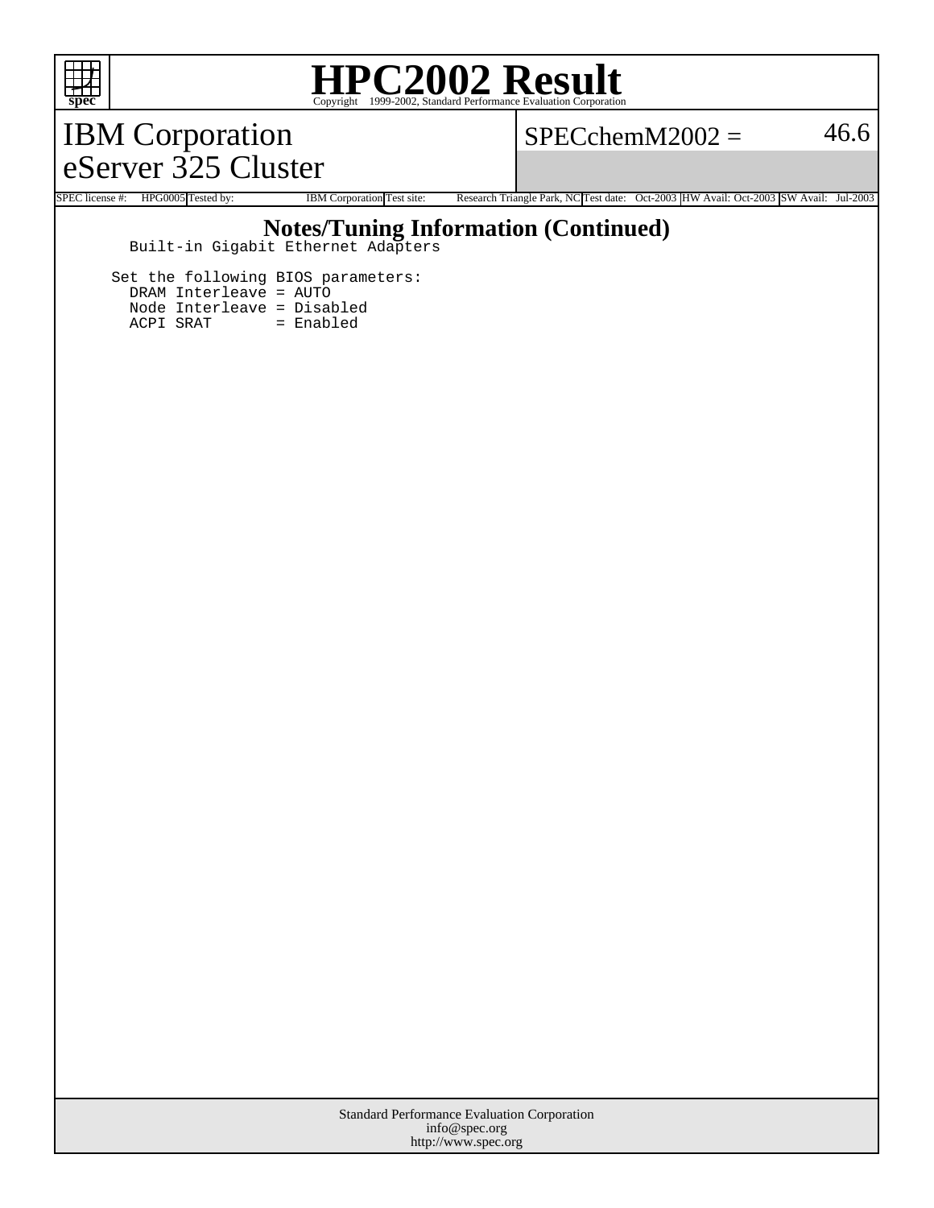# HPC2002 Result

Copyright 1999-2002, Standard Performance Evaluation Corporation

## IBM Corporation
## eServer 325 Cluster

SPECchemM2002 = 46.6

| SPEC license #: | Tested by: | Test site: | Test date: | HW Avail: | SW Avail: |
|---|---|---|---|---|---|
| HPG0005 | IBM Corporation | Research Triangle Park, NC | Oct-2003 | Oct-2003 | Jul-2003 |

### Notes/Tuning Information (Continued)

```
  Built-in Gigabit Ethernet Adapters

Set the following BIOS parameters:
  DRAM Interleave = AUTO
  Node Interleave = Disabled
  ACPI SRAT       = Enabled
```

Standard Performance Evaluation Corporation
info@spec.org
http://www.spec.org